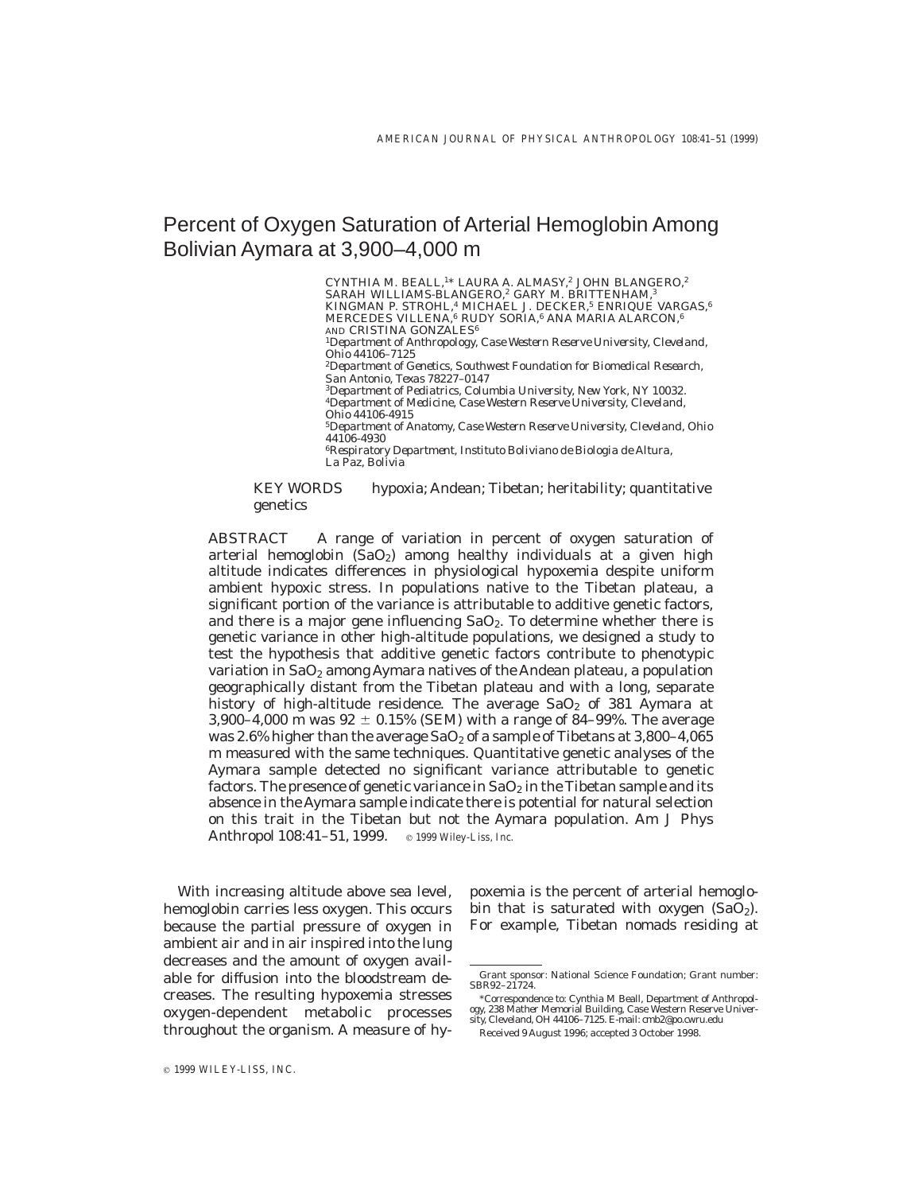# Percent of Oxygen Saturation of Arterial Hemoglobin Among Bolivian Aymara at 3,900–4,000 m

CYNTHIA M. BEALL,[1]* LAURA A. ALMASY,[2] JOHN BLANGERO,[2] SARAH WILLIAMS-BLANGERO,[2] GARY M. BRITTENHAM,[3] KINGMAN P. STROHL,[4] MICHAEL J. DECKER,[5] ENRIQUE VARGAS,[6] MERCEDES VILLENA,[6] RUDY SORIA,[6] ANA MARIA ALARCON,[6] AND CRISTINA GONZALES[6]

[1]Department of Anthropology, Case Western Reserve University, Cleveland, Ohio 44106–7125
[2]Department of Genetics, Southwest Foundation for Biomedical Research, San Antonio, Texas 78227–0147
[3]Department of Pediatrics, Columbia University, New York, NY 10032.
[4]Department of Medicine, Case Western Reserve University, Cleveland, Ohio 44106-4915
[5]Department of Anatomy, Case Western Reserve University, Cleveland, Ohio 44106-4930
[6]Respiratory Department, Instituto Boliviano de Biologia de Altura, La Paz, Bolivia

KEY WORDS hypoxia; Andean; Tibetan; heritability; quantitative genetics

ABSTRACT A range of variation in percent of oxygen saturation of arterial hemoglobin ($SaO_2$) among healthy individuals at a given high altitude indicates differences in physiological hypoxemia despite uniform ambient hypoxic stress. In populations native to the Tibetan plateau, a significant portion of the variance is attributable to additive genetic factors, and there is a major gene influencing $SaO_2$. To determine whether there is genetic variance in other high-altitude populations, we designed a study to test the hypothesis that additive genetic factors contribute to phenotypic variation in $SaO_2$ among Aymara natives of the Andean plateau, a population geographically distant from the Tibetan plateau and with a long, separate history of high-altitude residence. The average $SaO_2$ of 381 Aymara at 3,900–4,000 m was 92 ± 0.15% (SEM) with a range of 84–99%. The average was 2.6% higher than the average $SaO_2$ of a sample of Tibetans at 3,800–4,065 m measured with the same techniques. Quantitative genetic analyses of the Aymara sample detected no significant variance attributable to genetic factors. The presence of genetic variance in $SaO_2$ in the Tibetan sample and its absence in the Aymara sample indicate there is potential for natural selection on this trait in the Tibetan but not the Aymara population. Am J Phys Anthropol 108:41–51, 1999. © 1999 Wiley-Liss, Inc.

With increasing altitude above sea level, hemoglobin carries less oxygen. This occurs because the partial pressure of oxygen in ambient air and in air inspired into the lung decreases and the amount of oxygen available for diffusion into the bloodstream decreases. The resulting hypoxemia stresses oxygen-dependent metabolic processes throughout the organism. A measure of hypoxemia is the percent of arterial hemoglobin that is saturated with oxygen ($SaO_2$). For example, Tibetan nomads residing at

Grant sponsor: National Science Foundation; Grant number: SBR92–21724.

*Correspondence to: Cynthia M Beall, Department of Anthropology, 238 Mather Memorial Building, Case Western Reserve University, Cleveland, OH 44106–7125. E-mail: cmb2@po.cwru.edu

Received 9 August 1996; accepted 3 October 1998.

© 1999 WILEY-LISS, INC.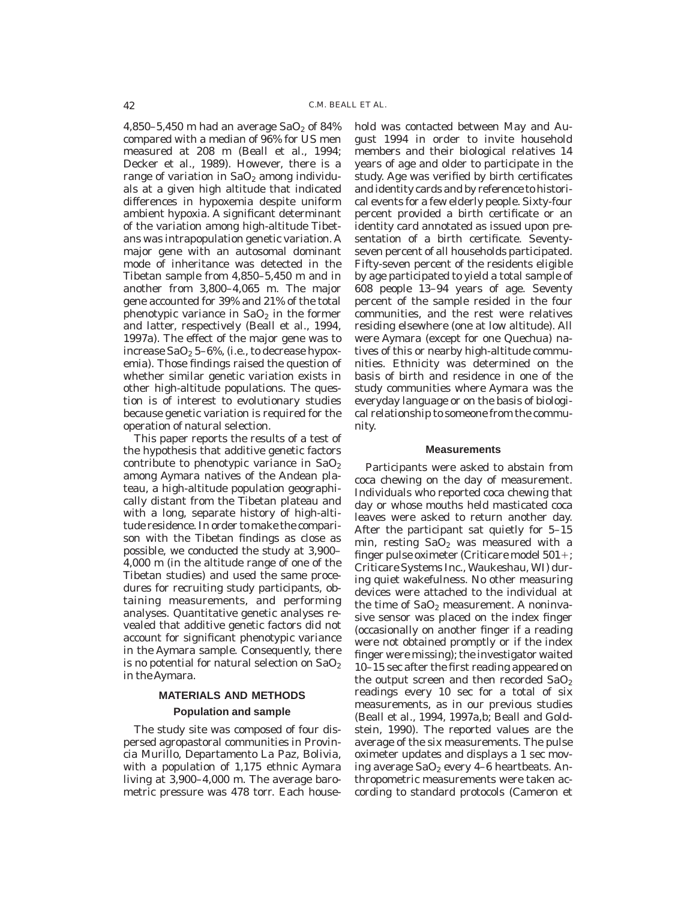4,850–5,450 m had an average $SaO_2$ of 84% compared with a median of 96% for US men measured at 208 m (Beall et al., 1994; Decker et al., 1989). However, there is a range of variation in $SaO_2$ among individuals at a given high altitude that indicated differences in hypoxemia despite uniform ambient hypoxia. A significant determinant of the variation among high-altitude Tibetans was intrapopulation genetic variation. A major gene with an autosomal dominant mode of inheritance was detected in the Tibetan sample from 4,850–5,450 m and in another from 3,800–4,065 m. The major gene accounted for 39% and 21% of the total phenotypic variance in $SaO_2$ in the former and latter, respectively (Beall et al., 1994, 1997a). The effect of the major gene was to increase $SaO_2$ 5–6%, (i.e., to decrease hypoxemia). Those findings raised the question of whether similar genetic variation exists in other high-altitude populations. The question is of interest to evolutionary studies because genetic variation is required for the operation of natural selection.

This paper reports the results of a test of the hypothesis that additive genetic factors contribute to phenotypic variance in $SaO_2$ among Aymara natives of the Andean plateau, a high-altitude population geographically distant from the Tibetan plateau and with a long, separate history of high-altitude residence. In order to make the comparison with the Tibetan findings as close as possible, we conducted the study at 3,900–4,000 m (in the altitude range of one of the Tibetan studies) and used the same procedures for recruiting study participants, obtaining measurements, and performing analyses. Quantitative genetic analyses revealed that additive genetic factors did not account for significant phenotypic variance in the Aymara sample. Consequently, there is no potential for natural selection on $SaO_2$ in the Aymara.

## MATERIALS AND METHODS

### Population and sample

The study site was composed of four dispersed agropastoral communities in Provincia Murillo, Departamento La Paz, Bolivia, with a population of 1,175 ethnic Aymara living at 3,900–4,000 m. The average barometric pressure was 478 torr. Each household was contacted between May and August 1994 in order to invite household members and their biological relatives 14 years of age and older to participate in the study. Age was verified by birth certificates and identity cards and by reference to historical events for a few elderly people. Sixty-four percent provided a birth certificate or an identity card annotated as issued upon presentation of a birth certificate. Seventy-seven percent of all households participated. Fifty-seven percent of the residents eligible by age participated to yield a total sample of 608 people 13–94 years of age. Seventy percent of the sample resided in the four communities, and the rest were relatives residing elsewhere (one at low altitude). All were Aymara (except for one Quechua) natives of this or nearby high-altitude communities. Ethnicity was determined on the basis of birth and residence in one of the study communities where Aymara was the everyday language or on the basis of biological relationship to someone from the community.

### Measurements

Participants were asked to abstain from coca chewing on the day of measurement. Individuals who reported coca chewing that day or whose mouths held masticated coca leaves were asked to return another day. After the participant sat quietly for 5–15 min, resting $SaO_2$ was measured with a finger pulse oximeter (Criticare model 501+; Criticare Systems Inc., Waukeshau, WI) during quiet wakefulness. No other measuring devices were attached to the individual at the time of $SaO_2$ measurement. A noninvasive sensor was placed on the index finger (occasionally on another finger if a reading were not obtained promptly or if the index finger were missing); the investigator waited 10–15 sec after the first reading appeared on the output screen and then recorded $SaO_2$ readings every 10 sec for a total of six measurements, as in our previous studies (Beall et al., 1994, 1997a,b; Beall and Goldstein, 1990). The reported values are the average of the six measurements. The pulse oximeter updates and displays a 1 sec moving average $SaO_2$ every 4–6 heartbeats. Anthropometric measurements were taken according to standard protocols (Cameron et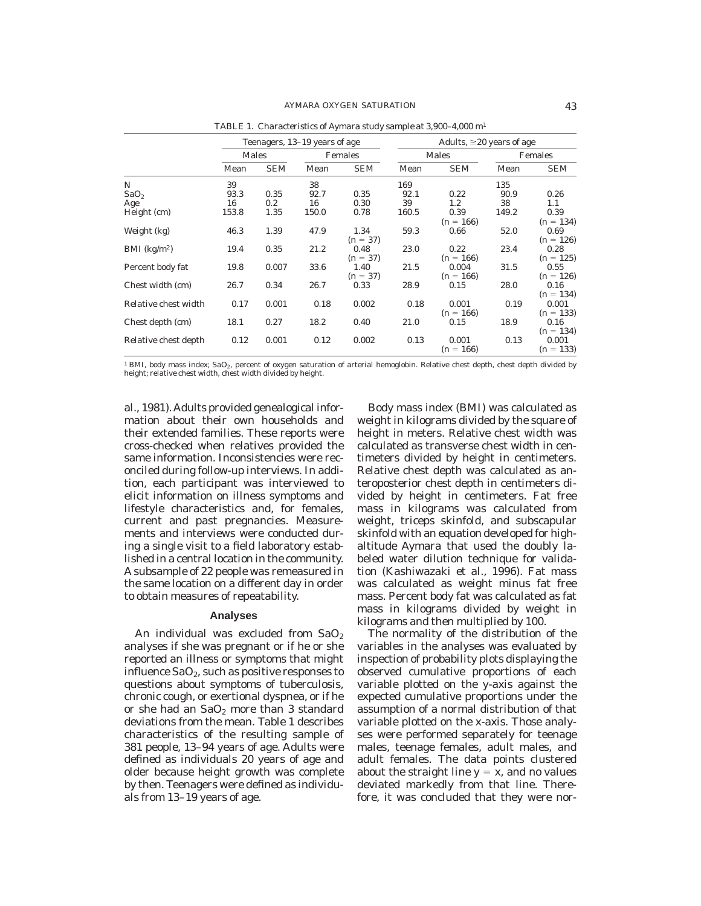TABLE 1. *Characteristics of Aymara study sample at 3,900–4,000 m*[1]

| | Teenagers, 13–19 years of age | | | | Adults, ≥20 years of age | | | |
|---|---|---|---|---|---|---|---|---|
| | Males | | Females | | Males | | Females | |
| | Mean | SEM | Mean | SEM | Mean | SEM | Mean | SEM |
| N | 39 | | 38 | | 169 | | 135 | |
| $SaO_2$ | 93.3 | 0.35 | 92.7 | 0.35 | 92.1 | 0.22 | 90.9 | 0.26 |
| Age | 16 | 0.2 | 16 | 0.30 | 39 | 1.2 | 38 | 1.1 |
| Height (cm) | 153.8 | 1.35 | 150.0 | 0.78 | 160.5 | 0.39 (n = 166) | 149.2 | 0.39 (n = 134) |
| Weight (kg) | 46.3 | 1.39 | 47.9 | 1.34 (n = 37) | 59.3 | 0.66 | 52.0 | 0.69 (n = 126) |
| BMI (kg/m²) | 19.4 | 0.35 | 21.2 | 0.48 (n = 37) | 23.0 | 0.22 (n = 166) | 23.4 | 0.28 (n = 125) |
| Percent body fat | 19.8 | 0.007 | 33.6 | 1.40 (n = 37) | 21.5 | 0.004 (n = 166) | 31.5 | 0.55 (n = 126) |
| Chest width (cm) | 26.7 | 0.34 | 26.7 | 0.33 | 28.9 | 0.15 | 28.0 | 0.16 (n = 134) |
| Relative chest width | 0.17 | 0.001 | 0.18 | 0.002 | 0.18 | 0.001 (n = 166) | 0.19 | 0.001 (n = 133) |
| Chest depth (cm) | 18.1 | 0.27 | 18.2 | 0.40 | 21.0 | 0.15 | 18.9 | 0.16 (n = 134) |
| Relative chest depth | 0.12 | 0.001 | 0.12 | 0.002 | 0.13 | 0.001 (n = 166) | 0.13 | 0.001 (n = 133) |

[1] BMI, body mass index; $SaO_2$, percent of oxygen saturation of arterial hemoglobin. Relative chest depth, chest depth divided by height; relative chest width, chest width divided by height.

al., 1981). Adults provided genealogical information about their own households and their extended families. These reports were cross-checked when relatives provided the same information. Inconsistencies were reconciled during follow-up interviews. In addition, each participant was interviewed to elicit information on illness symptoms and lifestyle characteristics and, for females, current and past pregnancies. Measurements and interviews were conducted during a single visit to a field laboratory established in a central location in the community. A subsample of 22 people was remeasured in the same location on a different day in order to obtain measures of repeatability.

## Analyses

An individual was excluded from $SaO_2$ analyses if she was pregnant or if he or she reported an illness or symptoms that might influence $SaO_2$, such as positive responses to questions about symptoms of tuberculosis, chronic cough, or exertional dyspnea, or if he or she had an $SaO_2$ more than 3 standard deviations from the mean. Table 1 describes characteristics of the resulting sample of 381 people, 13–94 years of age. Adults were defined as individuals 20 years of age and older because height growth was complete by then. Teenagers were defined as individuals from 13–19 years of age.

Body mass index (BMI) was calculated as weight in kilograms divided by the square of height in meters. Relative chest width was calculated as transverse chest width in centimeters divided by height in centimeters. Relative chest depth was calculated as anteroposterior chest depth in centimeters divided by height in centimeters. Fat free mass in kilograms was calculated from weight, triceps skinfold, and subscapular skinfold with an equation developed for high-altitude Aymara that used the doubly labeled water dilution technique for validation (Kashiwazaki et al., 1996). Fat mass was calculated as weight minus fat free mass. Percent body fat was calculated as fat mass in kilograms divided by weight in kilograms and then multiplied by 100.

The normality of the distribution of the variables in the analyses was evaluated by inspection of probability plots displaying the observed cumulative proportions of each variable plotted on the y-axis against the expected cumulative proportions under the assumption of a normal distribution of that variable plotted on the x-axis. Those analyses were performed separately for teenage males, teenage females, adult males, and adult females. The data points clustered about the straight line $y = x$, and no values deviated markedly from that line. Therefore, it was concluded that they were nor-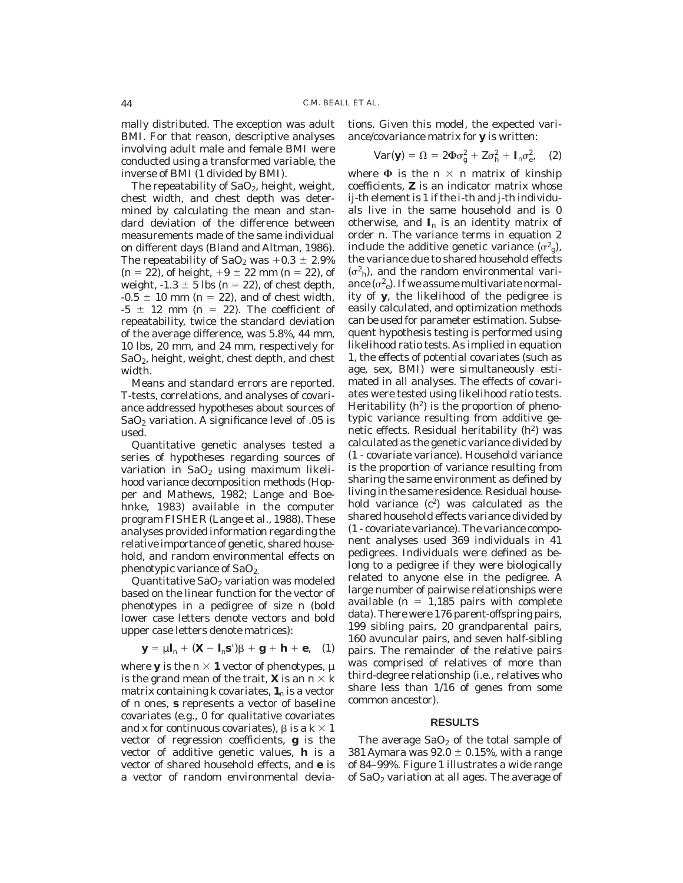mally distributed. The exception was adult BMI. For that reason, descriptive analyses involving adult male and female BMI were conducted using a transformed variable, the inverse of BMI (1 divided by BMI).

The repeatability of $SaO_2$, height, weight, chest width, and chest depth was determined by calculating the mean and standard deviation of the difference between measurements made of the same individual on different days (Bland and Altman, 1986). The repeatability of $SaO_2$ was $+0.3 \pm 2.9\%$ ($n = 22$), of height, $+9 \pm 22$ mm ($n = 22$), of weight, $-1.3 \pm 5$ lbs ($n = 22$), of chest depth, $-0.5 \pm 10$ mm ($n = 22$), and of chest width, $-5 \pm 12$ mm ($n = 22$). The coefficient of repeatability, twice the standard deviation of the average difference, was 5.8%, 44 mm, 10 lbs, 20 mm, and 24 mm, respectively for $SaO_2$, height, weight, chest depth, and chest width.

Means and standard errors are reported. T-tests, correlations, and analyses of covariance addressed hypotheses about sources of $SaO_2$ variation. A significance level of .05 is used.

Quantitative genetic analyses tested a series of hypotheses regarding sources of variation in $SaO_2$ using maximum likelihood variance decomposition methods (Hopper and Mathews, 1982; Lange and Boehnke, 1983) available in the computer program FISHER (Lange et al., 1988). These analyses provided information regarding the relative importance of genetic, shared household, and random environmental effects on phenotypic variance of $SaO_2$.

Quantitative $SaO_2$ variation was modeled based on the linear function for the vector of phenotypes in a pedigree of size n (bold lower case letters denote vectors and bold upper case letters denote matrices):

$$\mathbf{y} = \mu\mathbf{l}_n + (\mathbf{X} - \mathbf{l}_n\mathbf{s}')\beta + \mathbf{g} + \mathbf{h} + \mathbf{e}, \quad (1)$$

where $\mathbf{y}$ is the $n \times \mathbf{1}$ vector of phenotypes, $\mu$ is the grand mean of the trait, $\mathbf{X}$ is an $n \times k$ matrix containing k covariates, $\mathbf{1}_n$ is a vector of n ones, $\mathbf{s}$ represents a vector of baseline covariates (e.g., 0 for qualitative covariates and x for continuous covariates), $\beta$ is a $k \times 1$ vector of regression coefficients, $\mathbf{g}$ is the vector of additive genetic values, $\mathbf{h}$ is a vector of shared household effects, and $\mathbf{e}$ is a vector of random environmental deviations. Given this model, the expected variance/covariance matrix for $\mathbf{y}$ is written:

$$\text{Var}(\mathbf{y}) = \Omega = 2\Phi\sigma_g^2 + Z\sigma_h^2 + \mathbf{I}_n\sigma_e^2, \quad (2)$$

where $\Phi$ is the $n \times n$ matrix of kinship coefficients, $\mathbf{Z}$ is an indicator matrix whose ij-th element is 1 if the i-th and j-th individuals live in the same household and is 0 otherwise, and $\mathbf{I}_n$ is an identity matrix of order n. The variance terms in equation 2 include the additive genetic variance ($\sigma^2_g$), the variance due to shared household effects ($\sigma^2_h$), and the random environmental variance ($\sigma^2_e$). If we assume multivariate normality of $\mathbf{y}$, the likelihood of the pedigree is easily calculated, and optimization methods can be used for parameter estimation. Subsequent hypothesis testing is performed using likelihood ratio tests. As implied in equation 1, the effects of potential covariates (such as age, sex, BMI) were simultaneously estimated in all analyses. The effects of covariates were tested using likelihood ratio tests. Heritability ($h^2$) is the proportion of phenotypic variance resulting from additive genetic effects. Residual heritability ($h^2$) was calculated as the genetic variance divided by (1 - covariate variance). Household variance is the proportion of variance resulting from sharing the same environment as defined by living in the same residence. Residual household variance ($c^2$) was calculated as the shared household effects variance divided by (1 - covariate variance). The variance component analyses used 369 individuals in 41 pedigrees. Individuals were defined as belong to a pedigree if they were biologically related to anyone else in the pedigree. A large number of pairwise relationships were available ($n = 1,185$ pairs with complete data). There were 176 parent-offspring pairs, 199 sibling pairs, 20 grandparental pairs, 160 avuncular pairs, and seven half-sibling pairs. The remainder of the relative pairs was comprised of relatives of more than third-degree relationship (i.e., relatives who share less than 1/16 of genes from some common ancestor).

## RESULTS

The average $SaO_2$ of the total sample of 381 Aymara was $92.0 \pm 0.15\%$, with a range of 84–99%. Figure 1 illustrates a wide range of $SaO_2$ variation at all ages. The average of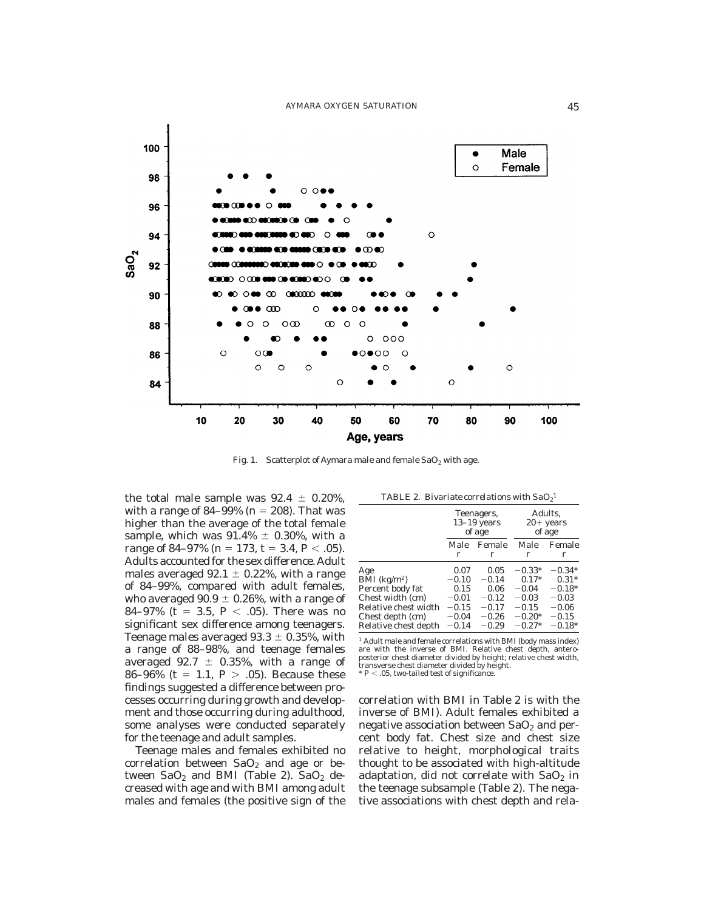Fig. 1. Scatterplot of Aymara male and female $SaO_2$ with age.

the total male sample was 92.4 ± 0.20%, with a range of 84–99% (n = 208). That was higher than the average of the total female sample, which was 91.4% ± 0.30%, with a range of 84–97% (n = 173, t = 3.4, P < .05). Adults accounted for the sex difference. Adult males averaged 92.1 ± 0.22%, with a range of 84–99%, compared with adult females, who averaged 90.9 ± 0.26%, with a range of 84–97% (t = 3.5, P < .05). There was no significant sex difference among teenagers. Teenage males averaged 93.3 ± 0.35%, with a range of 88–98%, and teenage females averaged 92.7 ± 0.35%, with a range of 86–96% (t = 1.1, P > .05). Because these findings suggested a difference between processes occurring during growth and development and those occurring during adulthood, some analyses were conducted separately for the teenage and adult samples.

Teenage males and females exhibited no correlation between $SaO_2$ and age or between $SaO_2$ and BMI (Table 2). $SaO_2$ decreased with age and with BMI among adult males and females (the positive sign of the correlation with BMI in Table 2 is with the inverse of BMI). Adult females exhibited a negative association between $SaO_2$ and percent body fat. Chest size and chest size relative to height, morphological traits thought to be associated with high-altitude adaptation, did not correlate with $SaO_2$ in the teenage subsample (Table 2). The negative associations with chest depth and rela-

TABLE 2. Bivariate correlations with $SaO_2$[1]

| | Teenagers, 13–19 years of age | | Adults, 20+ years of age | |
|---|---|---|---|---|
| | Male r | Female r | Male r | Female r |
| Age | 0.07 | 0.05 | −0.33* | −0.34* |
| BMI (kg/m²) | −0.10 | −0.14 | 0.17* | 0.31* |
| Percent body fat | 0.15 | 0.06 | −0.04 | −0.18* |
| Chest width (cm) | −0.01 | −0.12 | −0.03 | −0.03 |
| Relative chest width | −0.15 | −0.17 | −0.15 | −0.06 |
| Chest depth (cm) | −0.04 | −0.26 | −0.20* | −0.15 |
| Relative chest depth | −0.14 | −0.29 | −0.27* | −0.18* |

[1] Adult male and female correlations with BMI (body mass index) are with the inverse of BMI. Relative chest depth, anteroposterior chest diameter divided by height; relative chest width, transverse chest diameter divided by height.
* P < .05, two-tailed test of significance.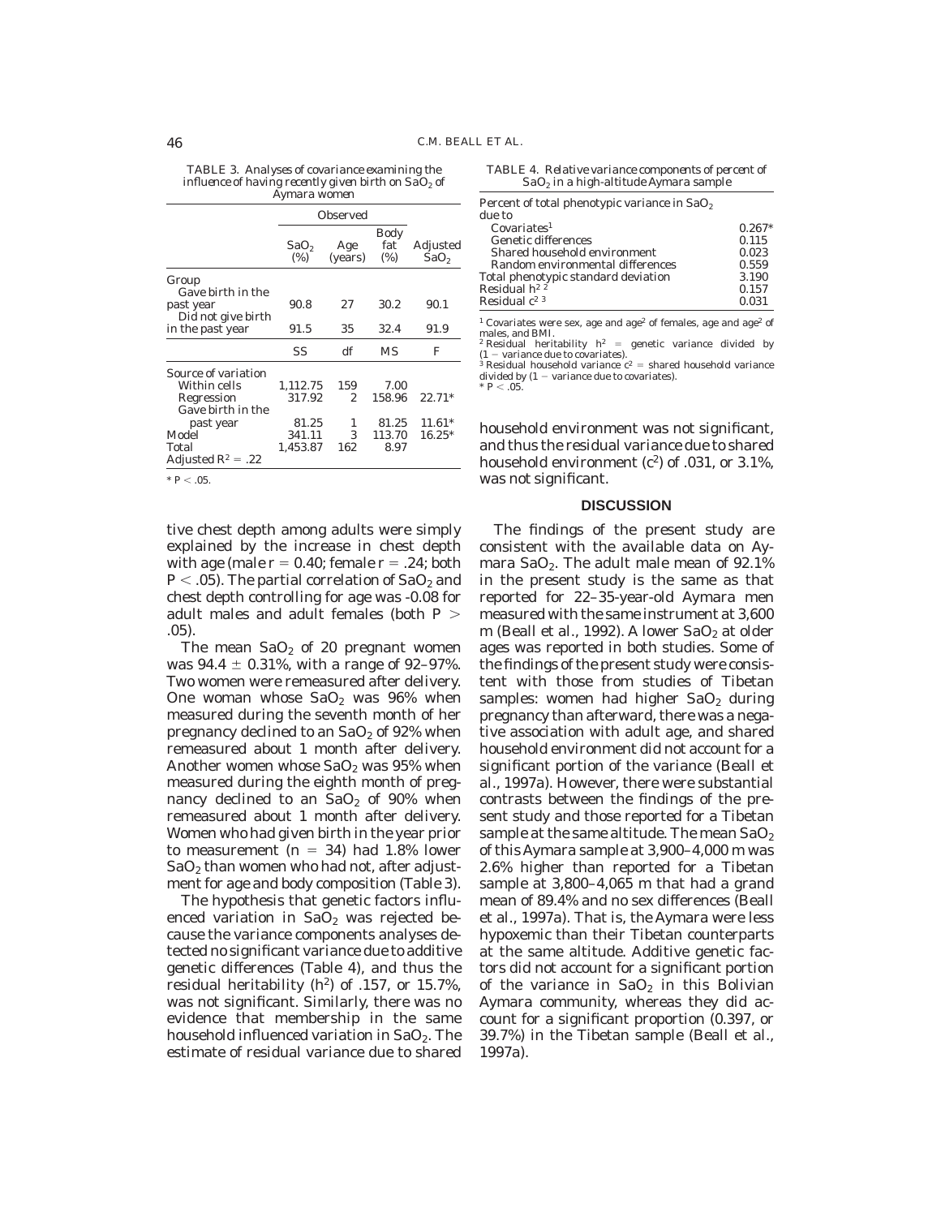TABLE 3. *Analyses of covariance examining the influence of having recently given birth on $SaO_2$ of Aymara women*

| | Observed | | | |
|---|---|---|---|---|
| | $SaO_2$ (%) | Age (years) | Body fat (%) | Adjusted $SaO_2$ |
| Group | | | | |
| Gave birth in the past year | 90.8 | 27 | 30.2 | 90.1 |
| Did not give birth in the past year | 91.5 | 35 | 32.4 | 91.9 |
| | SS | df | MS | F |
| Source of variation | | | | |
| Within cells | 1,112.75 | 159 | 7.00 | |
| Regression | 317.92 | 2 | 158.96 | 22.71* |
| Gave birth in the past year | 81.25 | 1 | 81.25 | 11.61* |
| Model | 341.11 | 3 | 113.70 | 16.25* |
| Total | 1,453.87 | 162 | 8.97 | |
| Adjusted $R^2 = .22$ | | | | |

* $P < .05$.

TABLE 4. *Relative variance components of percent of $SaO_2$ in a high-altitude Aymara sample*

| Percent of total phenotypic variance in $SaO_2$ due to | |
|---|---|
| Covariates[1] | 0.267* |
| Genetic differences | 0.115 |
| Shared household environment | 0.023 |
| Random environmental differences | 0.559 |
| Total phenotypic standard deviation | 3.190 |
| Residual $h^2$ [2] | 0.157 |
| Residual $c^2$ [3] | 0.031 |

[1] Covariates were sex, age and age² of females, age and age² of males, and BMI.
[2] Residual heritability $h^2$ = genetic variance divided by (1 − variance due to covariates).
[3] Residual household variance $c^2$ = shared household variance divided by (1 − variance due to covariates).
* $P < .05$.

tive chest depth among adults were simply explained by the increase in chest depth with age (male $r = 0.40$; female $r = .24$; both $P < .05$). The partial correlation of $SaO_2$ and chest depth controlling for age was -0.08 for adult males and adult females (both $P > .05$).

The mean $SaO_2$ of 20 pregnant women was 94.4 ± 0.31%, with a range of 92–97%. Two women were remeasured after delivery. One woman whose $SaO_2$ was 96% when measured during the seventh month of her pregnancy declined to an $SaO_2$ of 92% when remeasured about 1 month after delivery. Another women whose $SaO_2$ was 95% when measured during the eighth month of pregnancy declined to an $SaO_2$ of 90% when remeasured about 1 month after delivery. Women who had given birth in the year prior to measurement ($n = 34$) had 1.8% lower $SaO_2$ than women who had not, after adjustment for age and body composition (Table 3).

The hypothesis that genetic factors influenced variation in $SaO_2$ was rejected because the variance components analyses detected no significant variance due to additive genetic differences (Table 4), and thus the residual heritability ($h^2$) of .157, or 15.7%, was not significant. Similarly, there was no evidence that membership in the same household influenced variation in $SaO_2$. The estimate of residual variance due to shared household environment was not significant, and thus the residual variance due to shared household environment ($c^2$) of .031, or 3.1%, was not significant.

## DISCUSSION

The findings of the present study are consistent with the available data on Aymara $SaO_2$. The adult male mean of 92.1% in the present study is the same as that reported for 22–35-year-old Aymara men measured with the same instrument at 3,600 m (Beall et al., 1992). A lower $SaO_2$ at older ages was reported in both studies. Some of the findings of the present study were consistent with those from studies of Tibetan samples: women had higher $SaO_2$ during pregnancy than afterward, there was a negative association with adult age, and shared household environment did not account for a significant portion of the variance (Beall et al., 1997a). However, there were substantial contrasts between the findings of the present study and those reported for a Tibetan sample at the same altitude. The mean $SaO_2$ of this Aymara sample at 3,900–4,000 m was 2.6% higher than reported for a Tibetan sample at 3,800–4,065 m that had a grand mean of 89.4% and no sex differences (Beall et al., 1997a). That is, the Aymara were less hypoxemic than their Tibetan counterparts at the same altitude. Additive genetic factors did not account for a significant portion of the variance in $SaO_2$ in this Bolivian Aymara community, whereas they did account for a significant proportion (0.397, or 39.7%) in the Tibetan sample (Beall et al., 1997a).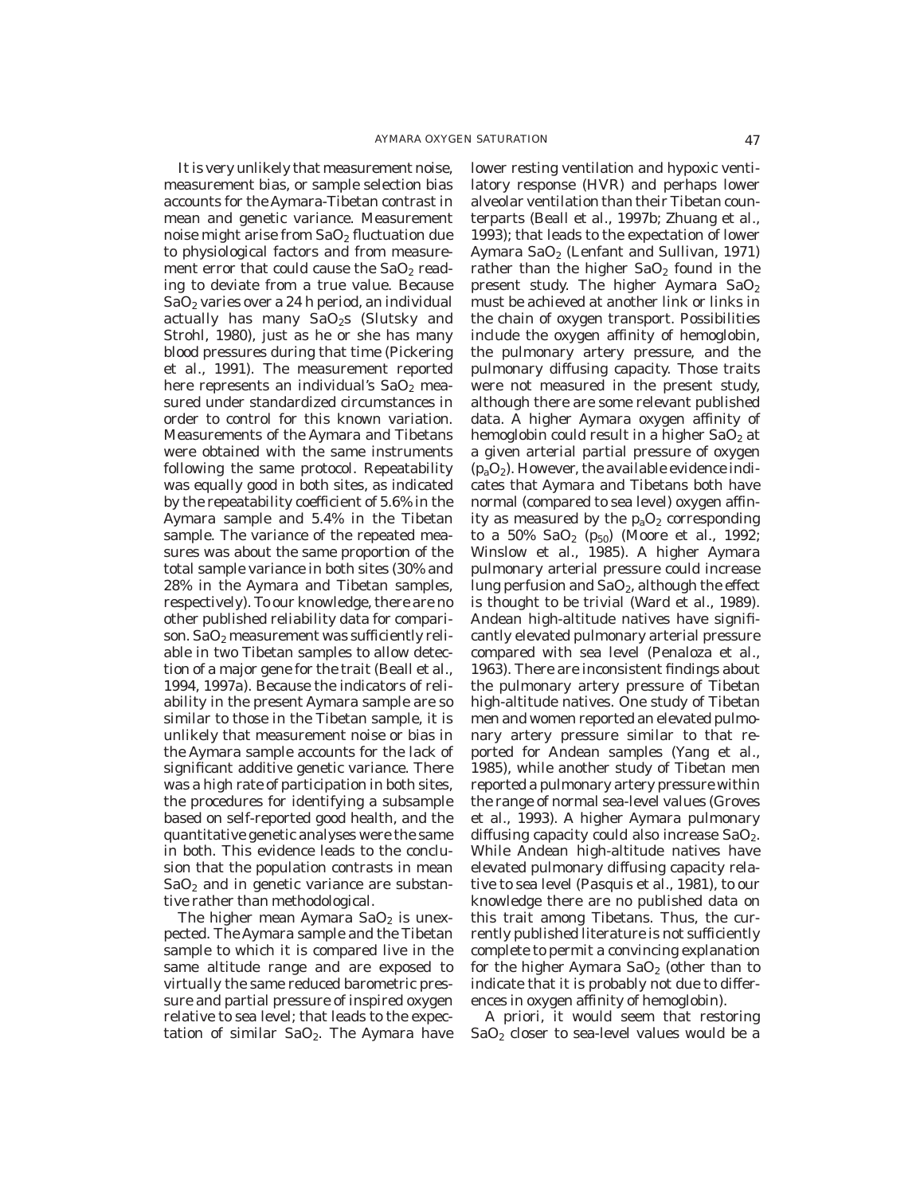It is very unlikely that measurement noise, measurement bias, or sample selection bias accounts for the Aymara-Tibetan contrast in mean and genetic variance. Measurement noise might arise from $SaO_2$ fluctuation due to physiological factors and from measurement error that could cause the $SaO_2$ reading to deviate from a true value. Because $SaO_2$ varies over a 24 h period, an individual actually has many $SaO_2$s (Slutsky and Strohl, 1980), just as he or she has many blood pressures during that time (Pickering et al., 1991). The measurement reported here represents an individual's $SaO_2$ measured under standardized circumstances in order to control for this known variation. Measurements of the Aymara and Tibetans were obtained with the same instruments following the same protocol. Repeatability was equally good in both sites, as indicated by the repeatability coefficient of 5.6% in the Aymara sample and 5.4% in the Tibetan sample. The variance of the repeated measures was about the same proportion of the total sample variance in both sites (30% and 28% in the Aymara and Tibetan samples, respectively). To our knowledge, there are no other published reliability data for comparison. $SaO_2$ measurement was sufficiently reliable in two Tibetan samples to allow detection of a major gene for the trait (Beall et al., 1994, 1997a). Because the indicators of reliability in the present Aymara sample are so similar to those in the Tibetan sample, it is unlikely that measurement noise or bias in the Aymara sample accounts for the lack of significant additive genetic variance. There was a high rate of participation in both sites, the procedures for identifying a subsample based on self-reported good health, and the quantitative genetic analyses were the same in both. This evidence leads to the conclusion that the population contrasts in mean $SaO_2$ and in genetic variance are substantive rather than methodological.

The higher mean Aymara $SaO_2$ is unexpected. The Aymara sample and the Tibetan sample to which it is compared live in the same altitude range and are exposed to virtually the same reduced barometric pressure and partial pressure of inspired oxygen relative to sea level; that leads to the expectation of similar $SaO_2$. The Aymara have lower resting ventilation and hypoxic ventilatory response (HVR) and perhaps lower alveolar ventilation than their Tibetan counterparts (Beall et al., 1997b; Zhuang et al., 1993); that leads to the expectation of lower Aymara $SaO_2$ (Lenfant and Sullivan, 1971) rather than the higher $SaO_2$ found in the present study. The higher Aymara $SaO_2$ must be achieved at another link or links in the chain of oxygen transport. Possibilities include the oxygen affinity of hemoglobin, the pulmonary artery pressure, and the pulmonary diffusing capacity. Those traits were not measured in the present study, although there are some relevant published data. A higher Aymara oxygen affinity of hemoglobin could result in a higher $SaO_2$ at a given arterial partial pressure of oxygen ($p_aO_2$). However, the available evidence indicates that Aymara and Tibetans both have normal (compared to sea level) oxygen affinity as measured by the $p_aO_2$ corresponding to a 50% $SaO_2$ ($p_{50}$) (Moore et al., 1992; Winslow et al., 1985). A higher Aymara pulmonary arterial pressure could increase lung perfusion and $SaO_2$, although the effect is thought to be trivial (Ward et al., 1989). Andean high-altitude natives have significantly elevated pulmonary arterial pressure compared with sea level (Penaloza et al., 1963). There are inconsistent findings about the pulmonary artery pressure of Tibetan high-altitude natives. One study of Tibetan men and women reported an elevated pulmonary artery pressure similar to that reported for Andean samples (Yang et al., 1985), while another study of Tibetan men reported a pulmonary artery pressure within the range of normal sea-level values (Groves et al., 1993). A higher Aymara pulmonary diffusing capacity could also increase $SaO_2$. While Andean high-altitude natives have elevated pulmonary diffusing capacity relative to sea level (Pasquis et al., 1981), to our knowledge there are no published data on this trait among Tibetans. Thus, the currently published literature is not sufficiently complete to permit a convincing explanation for the higher Aymara $SaO_2$ (other than to indicate that it is probably not due to differences in oxygen affinity of hemoglobin).

A priori, it would seem that restoring $SaO_2$ closer to sea-level values would be a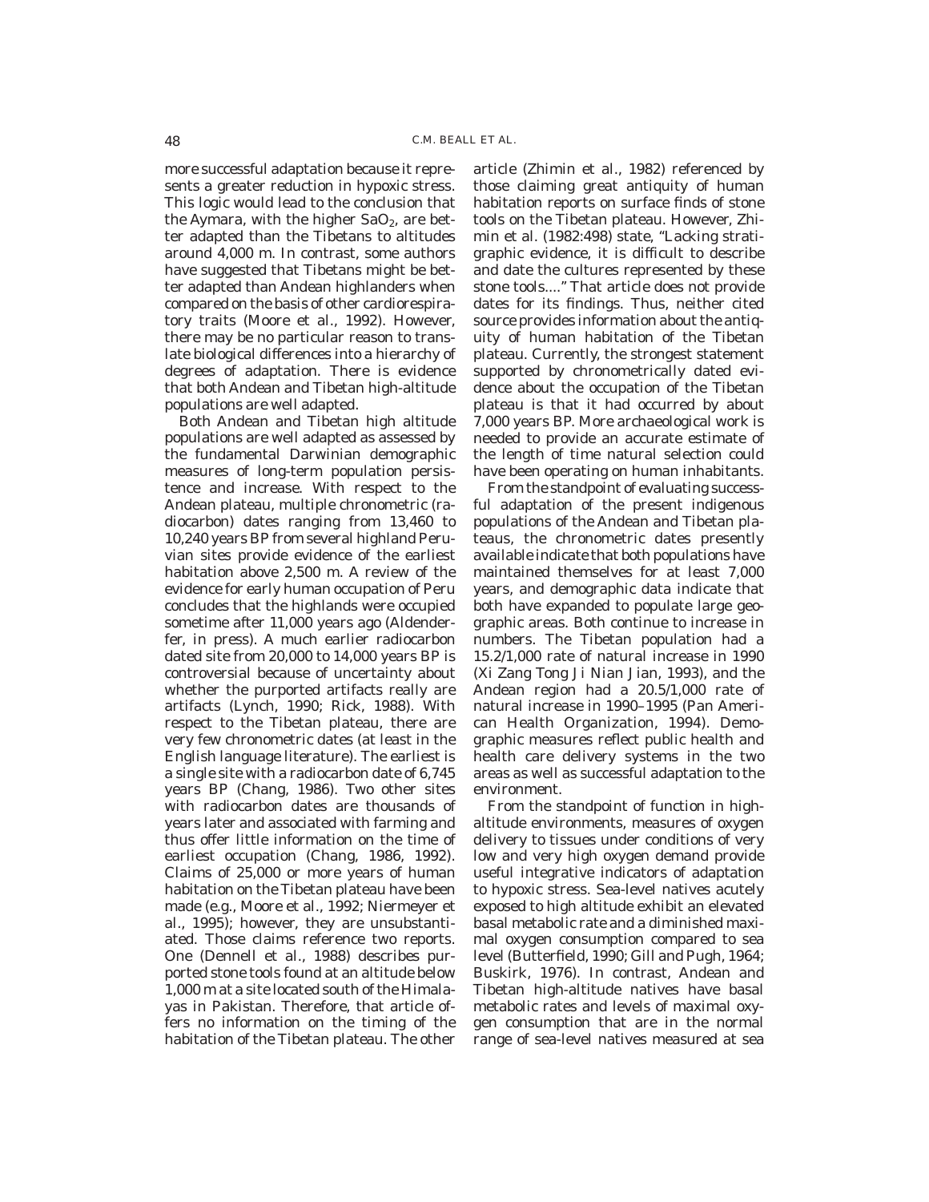more successful adaptation because it represents a greater reduction in hypoxic stress. This logic would lead to the conclusion that the Aymara, with the higher $SaO_2$, are better adapted than the Tibetans to altitudes around 4,000 m. In contrast, some authors have suggested that Tibetans might be better adapted than Andean highlanders when compared on the basis of other cardiorespiratory traits (Moore et al., 1992). However, there may be no particular reason to translate biological differences into a hierarchy of degrees of adaptation. There is evidence that both Andean and Tibetan high-altitude populations are well adapted.

Both Andean and Tibetan high altitude populations are well adapted as assessed by the fundamental Darwinian demographic measures of long-term population persistence and increase. With respect to the Andean plateau, multiple chronometric (radiocarbon) dates ranging from 13,460 to 10,240 years BP from several highland Peruvian sites provide evidence of the earliest habitation above 2,500 m. A review of the evidence for early human occupation of Peru concludes that the highlands were occupied sometime after 11,000 years ago (Aldenderfer, in press). A much earlier radiocarbon dated site from 20,000 to 14,000 years BP is controversial because of uncertainty about whether the purported artifacts really are artifacts (Lynch, 1990; Rick, 1988). With respect to the Tibetan plateau, there are very few chronometric dates (at least in the English language literature). The earliest is a single site with a radiocarbon date of 6,745 years BP (Chang, 1986). Two other sites with radiocarbon dates are thousands of years later and associated with farming and thus offer little information on the time of earliest occupation (Chang, 1986, 1992). Claims of 25,000 or more years of human habitation on the Tibetan plateau have been made (e.g., Moore et al., 1992; Niermeyer et al., 1995); however, they are unsubstantiated. Those claims reference two reports. One (Dennell et al., 1988) describes purported stone tools found at an altitude below 1,000 m at a site located south of the Himalayas in Pakistan. Therefore, that article offers no information on the timing of the habitation of the Tibetan plateau. The other article (Zhimin et al., 1982) referenced by those claiming great antiquity of human habitation reports on surface finds of stone tools on the Tibetan plateau. However, Zhimin et al. (1982:498) state, "Lacking stratigraphic evidence, it is difficult to describe and date the cultures represented by these stone tools...." That article does not provide dates for its findings. Thus, neither cited source provides information about the antiquity of human habitation of the Tibetan plateau. Currently, the strongest statement supported by chronometrically dated evidence about the occupation of the Tibetan plateau is that it had occurred by about 7,000 years BP. More archaeological work is needed to provide an accurate estimate of the length of time natural selection could have been operating on human inhabitants.

From the standpoint of evaluating successful adaptation of the present indigenous populations of the Andean and Tibetan plateaus, the chronometric dates presently available indicate that both populations have maintained themselves for at least 7,000 years, and demographic data indicate that both have expanded to populate large geographic areas. Both continue to increase in numbers. The Tibetan population had a 15.2/1,000 rate of natural increase in 1990 (Xi Zang Tong Ji Nian Jian, 1993), and the Andean region had a 20.5/1,000 rate of natural increase in 1990–1995 (Pan American Health Organization, 1994). Demographic measures reflect public health and health care delivery systems in the two areas as well as successful adaptation to the environment.

From the standpoint of function in high-altitude environments, measures of oxygen delivery to tissues under conditions of very low and very high oxygen demand provide useful integrative indicators of adaptation to hypoxic stress. Sea-level natives acutely exposed to high altitude exhibit an elevated basal metabolic rate and a diminished maximal oxygen consumption compared to sea level (Butterfield, 1990; Gill and Pugh, 1964; Buskirk, 1976). In contrast, Andean and Tibetan high-altitude natives have basal metabolic rates and levels of maximal oxygen consumption that are in the normal range of sea-level natives measured at sea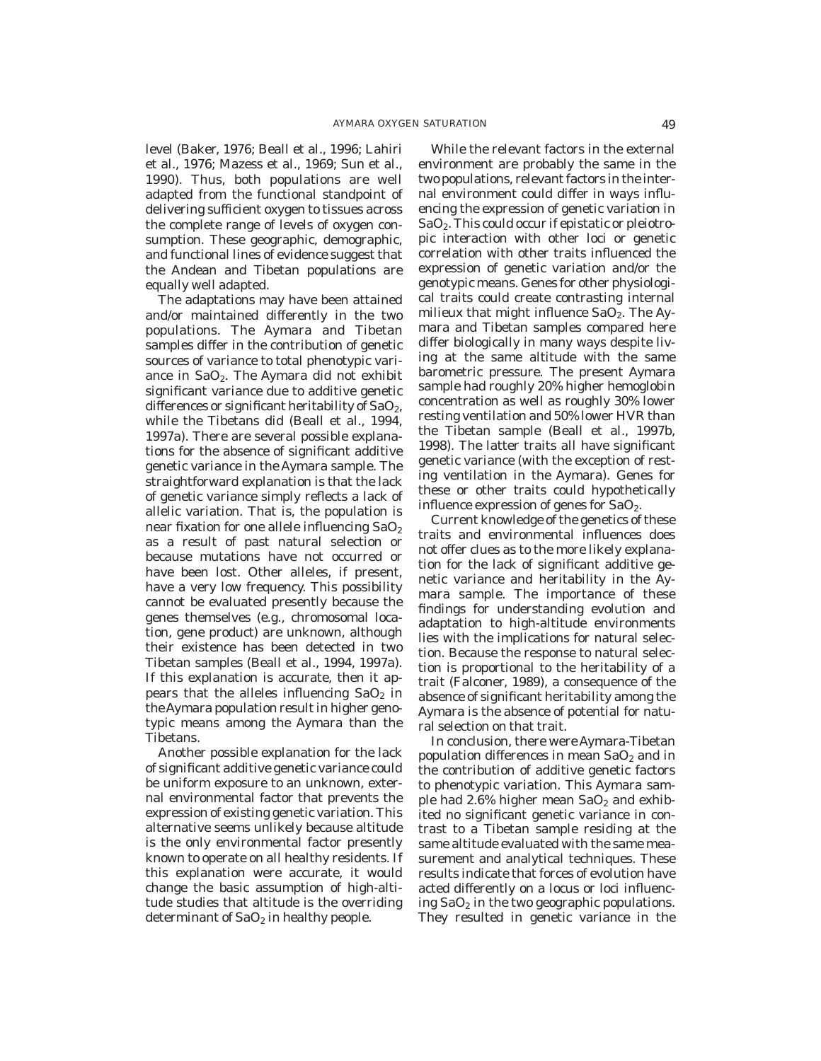level (Baker, 1976; Beall et al., 1996; Lahiri et al., 1976; Mazess et al., 1969; Sun et al., 1990). Thus, both populations are well adapted from the functional standpoint of delivering sufficient oxygen to tissues across the complete range of levels of oxygen consumption. These geographic, demographic, and functional lines of evidence suggest that the Andean and Tibetan populations are equally well adapted.

The adaptations may have been attained and/or maintained differently in the two populations. The Aymara and Tibetan samples differ in the contribution of genetic sources of variance to total phenotypic variance in $SaO_2$. The Aymara did not exhibit significant variance due to additive genetic differences or significant heritability of $SaO_2$, while the Tibetans did (Beall et al., 1994, 1997a). There are several possible explanations for the absence of significant additive genetic variance in the Aymara sample. The straightforward explanation is that the lack of genetic variance simply reflects a lack of allelic variation. That is, the population is near fixation for one allele influencing $SaO_2$ as a result of past natural selection or because mutations have not occurred or have been lost. Other alleles, if present, have a very low frequency. This possibility cannot be evaluated presently because the genes themselves (e.g., chromosomal location, gene product) are unknown, although their existence has been detected in two Tibetan samples (Beall et al., 1994, 1997a). If this explanation is accurate, then it appears that the alleles influencing $SaO_2$ in the Aymara population result in higher genotypic means among the Aymara than the Tibetans.

Another possible explanation for the lack of significant additive genetic variance could be uniform exposure to an unknown, external environmental factor that prevents the expression of existing genetic variation. This alternative seems unlikely because altitude is the only environmental factor presently known to operate on all healthy residents. If this explanation were accurate, it would change the basic assumption of high-altitude studies that altitude is the overriding determinant of $SaO_2$ in healthy people.

While the relevant factors in the external environment are probably the same in the two populations, relevant factors in the internal environment could differ in ways influencing the expression of genetic variation in $SaO_2$. This could occur if epistatic or pleiotropic interaction with other loci or genetic correlation with other traits influenced the expression of genetic variation and/or the genotypic means. Genes for other physiological traits could create contrasting internal milieux that might influence $SaO_2$. The Aymara and Tibetan samples compared here differ biologically in many ways despite living at the same altitude with the same barometric pressure. The present Aymara sample had roughly 20% higher hemoglobin concentration as well as roughly 30% lower resting ventilation and 50% lower HVR than the Tibetan sample (Beall et al., 1997b, 1998). The latter traits all have significant genetic variance (with the exception of resting ventilation in the Aymara). Genes for these or other traits could hypothetically influence expression of genes for $SaO_2$.

Current knowledge of the genetics of these traits and environmental influences does not offer clues as to the more likely explanation for the lack of significant additive genetic variance and heritability in the Aymara sample. The importance of these findings for understanding evolution and adaptation to high-altitude environments lies with the implications for natural selection. Because the response to natural selection is proportional to the heritability of a trait (Falconer, 1989), a consequence of the absence of significant heritability among the Aymara is the absence of potential for natural selection on that trait.

In conclusion, there were Aymara-Tibetan population differences in mean $SaO_2$ and in the contribution of additive genetic factors to phenotypic variation. This Aymara sample had 2.6% higher mean $SaO_2$ and exhibited no significant genetic variance in contrast to a Tibetan sample residing at the same altitude evaluated with the same measurement and analytical techniques. These results indicate that forces of evolution have acted differently on a locus or loci influencing $SaO_2$ in the two geographic populations. They resulted in genetic variance in the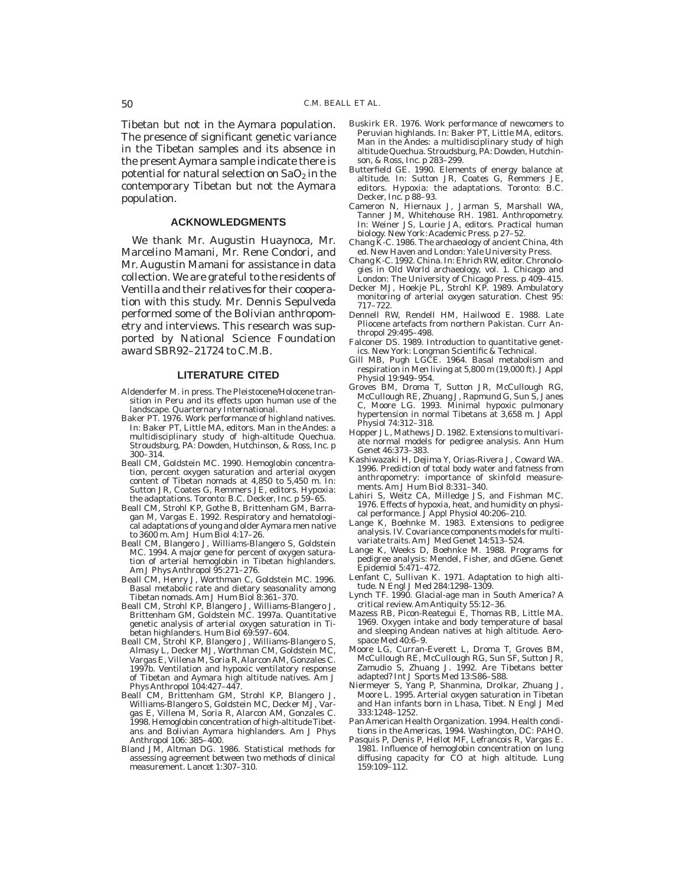Tibetan but not in the Aymara population. The presence of significant genetic variance in the Tibetan samples and its absence in the present Aymara sample indicate there is potential for natural selection on $SaO_2$ in the contemporary Tibetan but not the Aymara population.

## ACKNOWLEDGMENTS

We thank Mr. Augustin Huaynoca, Mr. Marcelino Mamani, Mr. Rene Condori, and Mr. Augustin Mamani for assistance in data collection. We are grateful to the residents of Ventilla and their relatives for their cooperation with this study. Mr. Dennis Sepulveda performed some of the Bolivian anthropometry and interviews. This research was supported by National Science Foundation award SBR92–21724 to C.M.B.

## LITERATURE CITED

Aldenderfer M. in press. The Pleistocene/Holocene transition in Peru and its effects upon human use of the landscape. Quarternary International.

Baker PT. 1976. Work performance of highland natives. In: Baker PT, Little MA, editors. Man in the Andes: a multidisciplinary study of high-altitude Quechua. Stroudsburg, PA: Dowden, Hutchinson, & Ross, Inc. p 300–314.

Beall CM, Goldstein MC. 1990. Hemoglobin concentration, percent oxygen saturation and arterial oxygen content of Tibetan nomads at 4,850 to 5,450 m. In: Sutton JR, Coates G, Remmers JE, editors. Hypoxia: the adaptations. Toronto: B.C. Decker, Inc. p 59–65.

Beall CM, Strohl KP, Gothe B, Brittenham GM, Barragan M, Vargas E. 1992. Respiratory and hematological adaptations of young and older Aymara men native to 3600 m. Am J Hum Biol 4:17–26.

Beall CM, Blangero J, Williams-Blangero S, Goldstein MC. 1994. A major gene for percent of oxygen saturation of arterial hemoglobin in Tibetan highlanders. Am J Phys Anthropol 95:271–276.

Beall CM, Henry J, Worthman C, Goldstein MC. 1996. Basal metabolic rate and dietary seasonality among Tibetan nomads. Am J Hum Biol 8:361–370.

Beall CM, Strohl KP, Blangero J, Williams-Blangero J, Brittenham GM, Goldstein MC. 1997a. Quantitative genetic analysis of arterial oxygen saturation in Tibetan highlanders. Hum Biol 69:597–604.

Beall CM, Strohl KP, Blangero J, Williams-Blangero S, Almasy L, Decker MJ, Worthman CM, Goldstein MC, Vargas E, Villena M, Soria R, Alarcon AM, Gonzales C. 1997b. Ventilation and hypoxic ventilatory response of Tibetan and Aymara high altitude natives. Am J Phys Anthropol 104:427–447.

Beall CM, Brittenham GM, Strohl KP, Blangero J, Williams-Blangero S, Goldstein MC, Decker MJ, Vargas E, Villena M, Soria R, Alarcon AM, Gonzales C. 1998. Hemoglobin concentration of high-altitude Tibetans and Bolivian Aymara highlanders. Am J Phys Anthropol 106: 385–400.

Bland JM, Altman DG. 1986. Statistical methods for assessing agreement between two methods of clinical measurement. Lancet 1:307–310.

Buskirk ER. 1976. Work performance of newcomers to Peruvian highlands. In: Baker PT, Little MA, editors. Man in the Andes: a multidisciplinary study of high altitude Quechua. Stroudsburg, PA: Dowden, Hutchinson, & Ross, Inc. p 283–299.

Butterfield GE. 1990. Elements of energy balance at altitude. In: Sutton JR, Coates G, Remmers JE, editors. Hypoxia: the adaptations. Toronto: B.C. Decker, Inc. p 88–93.

Cameron N, Hiernaux J, Jarman S, Marshall WA, Tanner JM, Whitehouse RH. 1981. Anthropometry. In: Weiner JS, Lourie JA, editors. Practical human biology. New York: Academic Press. p 27–52.

Chang K-C. 1986. The archaeology of ancient China, 4th ed. New Haven and London: Yale University Press.

Chang K-C. 1992. China. In: Ehrich RW, editor. Chronologies in Old World archaeology, vol. 1. Chicago and London: The University of Chicago Press. p 409–415.

Decker MJ, Hoekje PL, Strohl KP. 1989. Ambulatory monitoring of arterial oxygen saturation. Chest 95: 717–722.

Dennell RW, Rendell HM, Hailwood E. 1988. Late Pliocene artefacts from northern Pakistan. Curr Anthropol 29:495–498.

Falconer DS. 1989. Introduction to quantitative genetics. New York: Longman Scientific & Technical.

Gill MB, Pugh LGCE. 1964. Basal metabolism and respiration in Men living at 5,800 m (19,000 ft). J Appl Physiol 19:949–954.

Groves BM, Droma T, Sutton JR, McCullough RG, McCullough RE, Zhuang J, Rapmund G, Sun S, Janes C, Moore LG. 1993. Minimal hypoxic pulmonary hypertension in normal Tibetans at 3,658 m. J Appl Physiol 74:312–318.

Hopper JL, Mathews JD. 1982. Extensions to multivariate normal models for pedigree analysis. Ann Hum Genet 46:373–383.

Kashiwazaki H, Dejima Y, Orias-Rivera J, Coward WA. 1996. Prediction of total body water and fatness from anthropometry: importance of skinfold measurements. Am J Hum Biol 8:331–340.

Lahiri S, Weitz CA, Milledge JS, and Fishman MC. 1976. Effects of hypoxia, heat, and humidity on physical performance. J Appl Physiol 40:206–210.

Lange K, Boehnke M. 1983. Extensions to pedigree analysis. IV. Covariance components models for multivariate traits. Am J Med Genet 14:513–524.

Lange K, Weeks D, Boehnke M. 1988. Programs for pedigree analysis: Mendel, Fisher, and dGene. Genet Epidemiol 5:471–472.

Lenfant C, Sullivan K. 1971. Adaptation to high altitude. N Engl J Med 284:1298–1309.

Lynch TF. 1990. Glacial-age man in South America? A critical review. Am Antiquity 55:12–36.

Mazess RB, Picon-Reategui E, Thomas RB, Little MA. 1969. Oxygen intake and body temperature of basal and sleeping Andean natives at high altitude. Aerospace Med 40:6–9.

Moore LG, Curran-Everett L, Droma T, Groves BM, McCullough RE, McCullough RG, Sun SF, Sutton JR, Zamudio S, Zhuang J. 1992. Are Tibetans better adapted? Int J Sports Med 13:S86–S88.

Niermeyer S, Yang P, Shanmina, Drolkar, Zhuang J, Moore L. 1995. Arterial oxygen saturation in Tibetan and Han infants born in Lhasa, Tibet. N Engl J Med 333:1248–1252.

Pan American Health Organization. 1994. Health conditions in the Americas, 1994. Washington, DC: PAHO.

Pasquis P, Denis P, Hellot MF, Lefrancois R, Vargas E. 1981. Influence of hemoglobin concentration on lung diffusing capacity for CO at high altitude. Lung 159:109–112.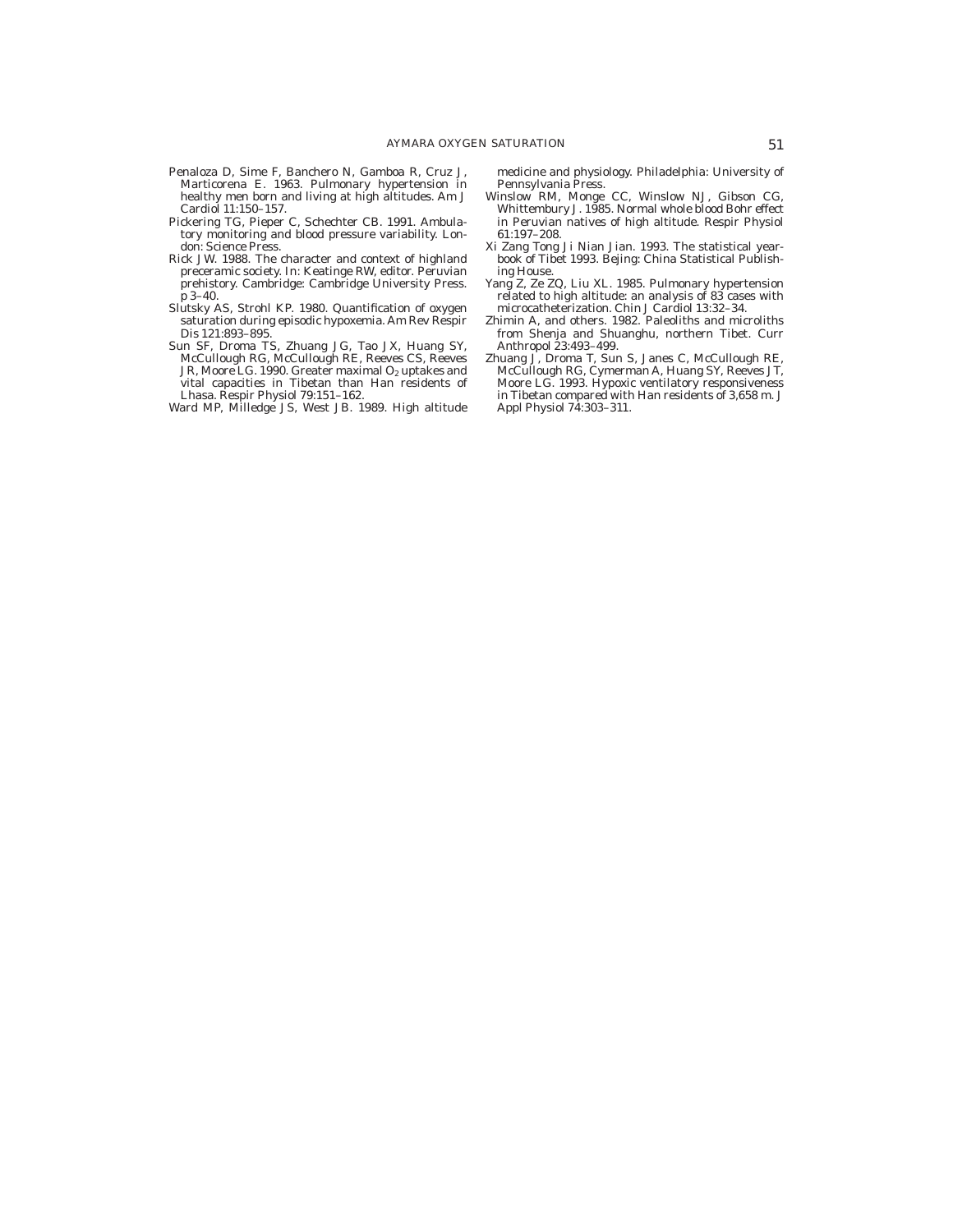Penaloza D, Sime F, Banchero N, Gamboa R, Cruz J, Marticorena E. 1963. Pulmonary hypertension in healthy men born and living at high altitudes. Am J Cardiol 11:150–157.

Pickering TG, Pieper C, Schechter CB. 1991. Ambulatory monitoring and blood pressure variability. London: Science Press.

Rick JW. 1988. The character and context of highland preceramic society. In: Keatinge RW, editor. Peruvian prehistory. Cambridge: Cambridge University Press. p 3–40.

Slutsky AS, Strohl KP. 1980. Quantification of oxygen saturation during episodic hypoxemia. Am Rev Respir Dis 121:893–895.

Sun SF, Droma TS, Zhuang JG, Tao JX, Huang SY, McCullough RG, McCullough RE, Reeves CS, Reeves JR, Moore LG. 1990. Greater maximal $O_2$ uptakes and vital capacities in Tibetan than Han residents of Lhasa. Respir Physiol 79:151–162.

Ward MP, Milledge JS, West JB. 1989. High altitude medicine and physiology. Philadelphia: University of Pennsylvania Press.

Winslow RM, Monge CC, Winslow NJ, Gibson CG, Whittembury J. 1985. Normal whole blood Bohr effect in Peruvian natives of high altitude. Respir Physiol 61:197–208.

Xi Zang Tong Ji Nian Jian. 1993. The statistical yearbook of Tibet 1993. Bejing: China Statistical Publishing House.

Yang Z, Ze ZQ, Liu XL. 1985. Pulmonary hypertension related to high altitude: an analysis of 83 cases with microcatheterization. Chin J Cardiol 13:32–34.

Zhimin A, and others. 1982. Paleoliths and microliths from Shenja and Shuanghu, northern Tibet. Curr Anthropol 23:493–499.

Zhuang J, Droma T, Sun S, Janes C, McCullough RE, McCullough RG, Cymerman A, Huang SY, Reeves JT, Moore LG. 1993. Hypoxic ventilatory responsiveness in Tibetan compared with Han residents of 3,658 m. J Appl Physiol 74:303–311.